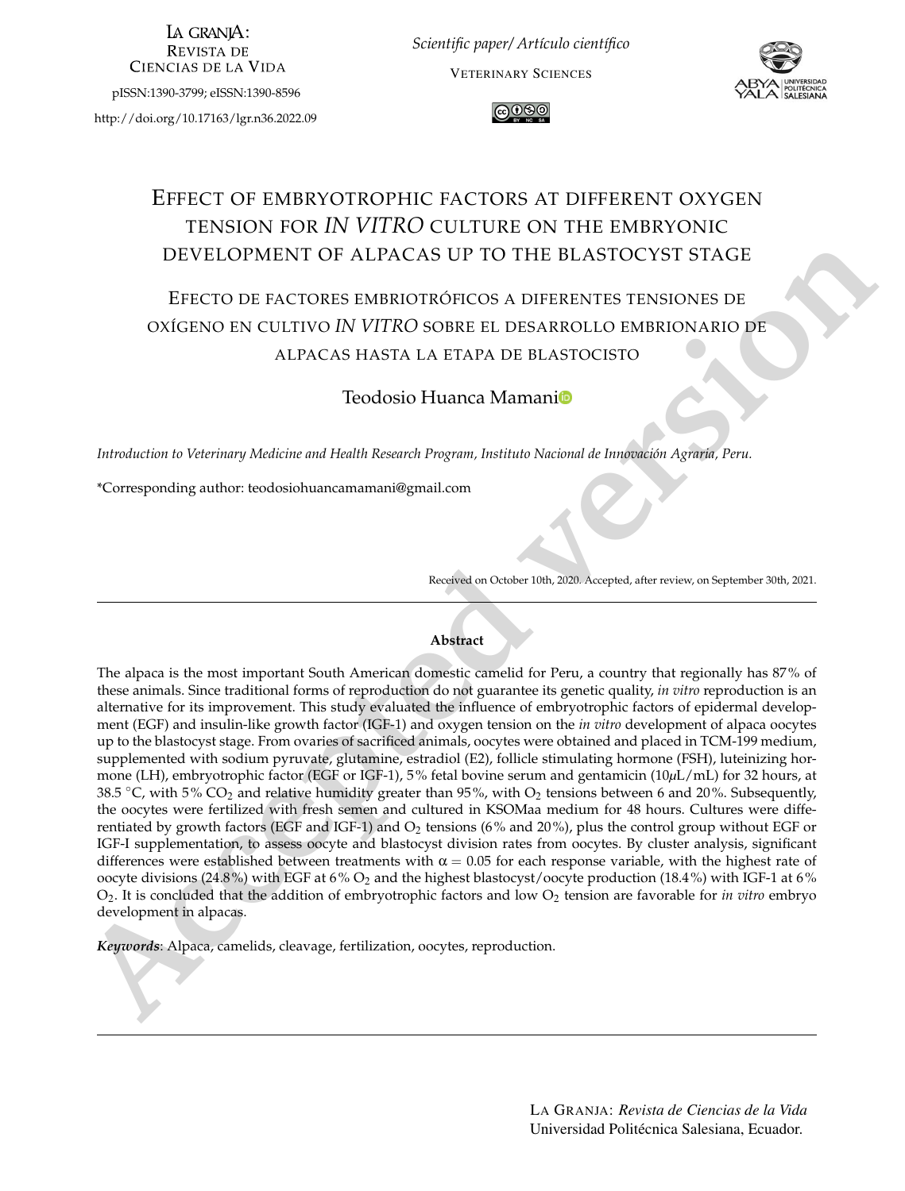LA GRANJA: REVISTA DE CIENCIAS DE LA VIDA

pISSN:1390-3799; eISSN:1390-8596

http://doi.org/10.17163/lgr.n36.2022.09

*Scientific paper/ Artículo científico*

VETERINARY SCIENCES

# EFFECT OF EMBRYOTROPHIC FACTORS AT DIFFERENT OXYGEN TENSION FOR *IN VITRO* CULTURE ON THE EMBRYONIC DEVELOPMENT OF ALPACAS UP TO THE BLASTOCYST STAGE

## EFECTO DE FACTORES EMBRIOTRÓFICOS A DIFERENTES TENSIONES DE OXÍGENO EN CULTIVO *IN VITRO* SOBRE EL DESARROLLO EMBRIONARIO DE ALPACAS HASTA LA ETAPA DE BLASTOCISTO

Teodosio Huanca Mamani

*Introduction to Veterinary Medicine and Health Research Program, Instituto Nacional de Innovación Agraria, Peru.*

*Corresponding author: teodosiohuancamamani@gmail.com

Received on October 10th, 2020. Accepted, after review, on September 30th, 2021.

**Abstract**

The alpaca is the most important South American domestic camelid for Peru, a country that regionally has 87% of these animals. Since traditional forms of reproduction do not guarantee its genetic quality, *in vitro* reproduction is an alternative for its improvement. This study evaluated the influence of embryotrophic factors of epidermal development (EGF) and insulin-like growth factor (IGF-1) and oxygen tension on the *in vitro* development of alpaca oocytes up to the blastocyst stage. From ovaries of sacrificed animals, oocytes were obtained and placed in TCM-199 medium, supplemented with sodium pyruvate, glutamine, estradiol (E2), follicle stimulating hormone (FSH), luteinizing hormone (LH), embryotrophic factor (EGF or IGF-1), 5% fetal bovine serum and gentamicin (10$\mu$L/mL) for 32 hours, at 38.5 °C, with 5% $CO_2$ and relative humidity greater than 95%, with $O_2$ tensions between 6 and 20%. Subsequently, the oocytes were fertilized with fresh semen and cultured in KSOMaa medium for 48 hours. Cultures were differentiated by growth factors (EGF and IGF-1) and $O_2$ tensions (6% and 20%), plus the control group without EGF or IGF-I supplementation, to assess oocyte and blastocyst division rates from oocytes. By cluster analysis, significant differences were established between treatments with $\alpha = 0.05$ for each response variable, with the highest rate of oocyte divisions (24.8%) with EGF at 6% $O_2$ and the highest blastocyst/oocyte production (18.4%) with IGF-1 at 6% $O_2$. It is concluded that the addition of embryotrophic factors and low $O_2$ tension are favorable for *in vitro* embryo development in alpacas.

***Keywords***: Alpaca, camelids, cleavage, fertilization, oocytes, reproduction.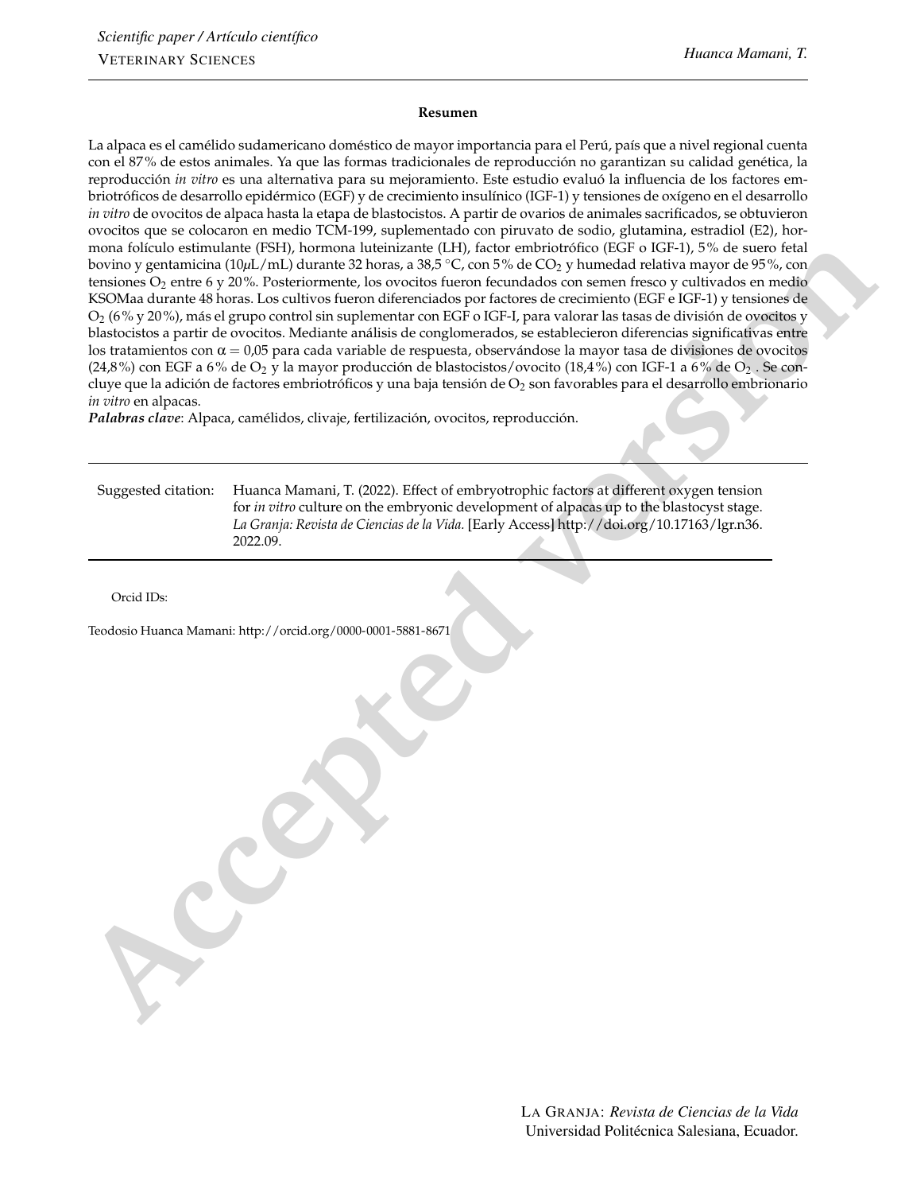**Resumen**

La alpaca es el camélido sudamericano doméstico de mayor importancia para el Perú, país que a nivel regional cuenta con el 87% de estos animales. Ya que las formas tradicionales de reproducción no garantizan su calidad genética, la reproducción *in vitro* es una alternativa para su mejoramiento. Este estudio evaluó la influencia de los factores embriotróficos de desarrollo epidérmico (EGF) y de crecimiento insulínico (IGF-1) y tensiones de oxígeno en el desarrollo *in vitro* de ovocitos de alpaca hasta la etapa de blastocistos. A partir de ovarios de animales sacrificados, se obtuvieron ovocitos que se colocaron en medio TCM-199, suplementado con piruvato de sodio, glutamina, estradiol (E2), hormona folículo estimulante (FSH), hormona luteinizante (LH), factor embriotrófico (EGF o IGF-1), 5% de suero fetal bovino y gentamicina (10$\mu$L/mL) durante 32 horas, a 38,5 °C, con 5% de $CO_2$ y humedad relativa mayor de 95%, con tensiones $O_2$ entre 6 y 20%. Posteriormente, los ovocitos fueron fecundados con semen fresco y cultivados en medio KSOMaa durante 48 horas. Los cultivos fueron diferenciados por factores de crecimiento (EGF e IGF-1) y tensiones de $O_2$ (6% y 20%), más el grupo control sin suplementar con EGF o IGF-I, para valorar las tasas de división de ovocitos y blastocistos a partir de ovocitos. Mediante análisis de conglomerados, se establecieron diferencias significativas entre los tratamientos con $\alpha = 0{,}05$ para cada variable de respuesta, observándose la mayor tasa de divisiones de ovocitos (24,8%) con EGF a 6% de $O_2$ y la mayor producción de blastocistos/ovocito (18,4%) con IGF-1 a 6% de $O_2$ . Se concluye que la adición de factores embriotróficos y una baja tensión de $O_2$ son favorables para el desarrollo embrionario *in vitro* en alpacas.

***Palabras clave***: Alpaca, camélidos, clivaje, fertilización, ovocitos, reproducción.

---

| Suggested citation: | Huanca Mamani, T. (2022). Effect of embryotrophic factors at different oxygen tension for *in vitro* culture on the embryonic development of alpacas up to the blastocyst stage. *La Granja: Revista de Ciencias de la Vida.* [Early Access] http://doi.org/10.17163/lgr.n36.2022.09. |
|---|---|

Orcid IDs:

Teodosio Huanca Mamani: http://orcid.org/0000-0001-5881-8671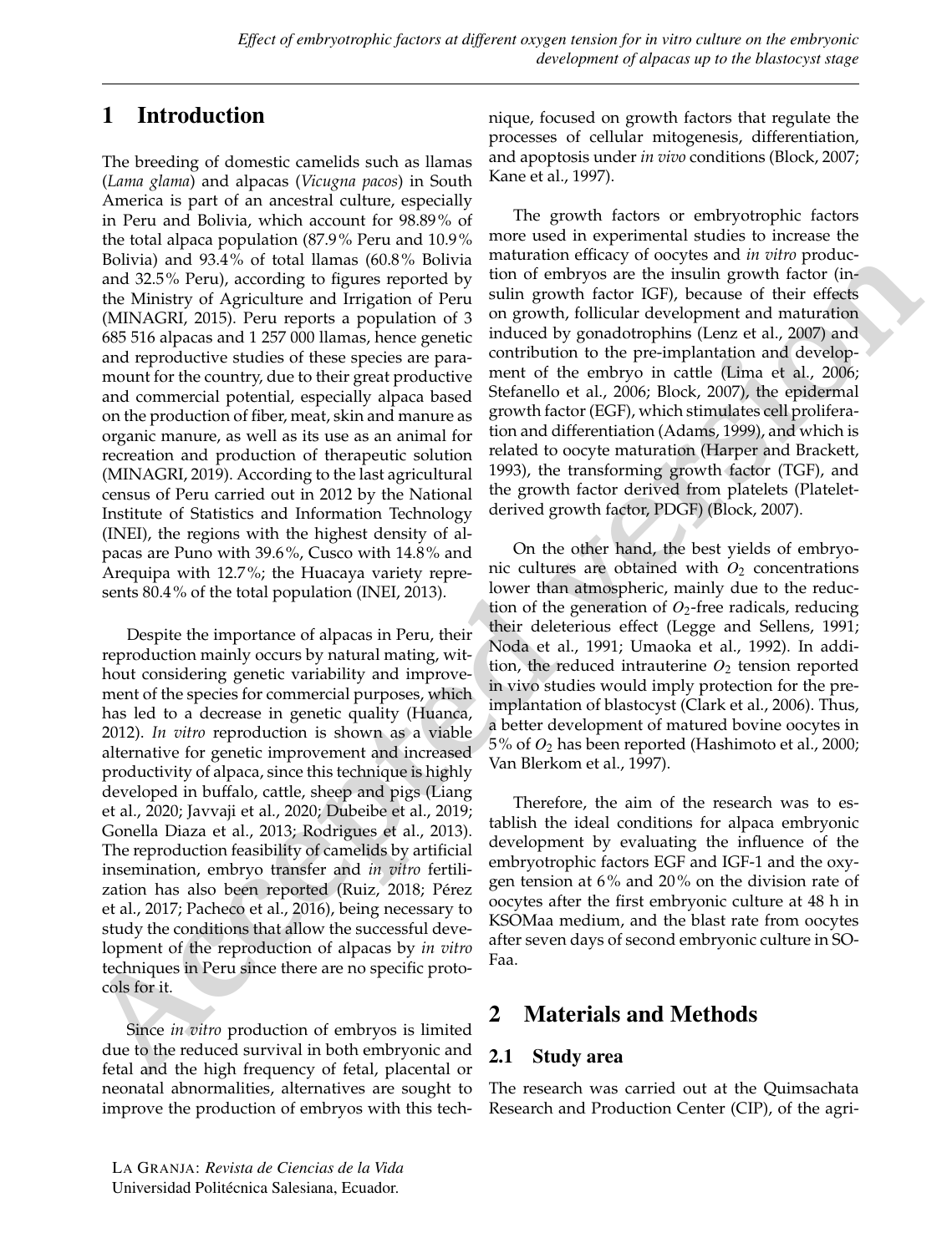# 1 Introduction

The breeding of domestic camelids such as llamas (*Lama glama*) and alpacas (*Vicugna pacos*) in South America is part of an ancestral culture, especially in Peru and Bolivia, which account for 98.89% of the total alpaca population (87.9% Peru and 10.9% Bolivia) and 93.4% of total llamas (60.8% Bolivia and 32.5% Peru), according to figures reported by the Ministry of Agriculture and Irrigation of Peru (MINAGRI, 2015). Peru reports a population of 3 685 516 alpacas and 1 257 000 llamas, hence genetic and reproductive studies of these species are paramount for the country, due to their great productive and commercial potential, especially alpaca based on the production of fiber, meat, skin and manure as organic manure, as well as its use as an animal for recreation and production of therapeutic solution (MINAGRI, 2019). According to the last agricultural census of Peru carried out in 2012 by the National Institute of Statistics and Information Technology (INEI), the regions with the highest density of alpacas are Puno with 39.6%, Cusco with 14.8% and Arequipa with 12.7%; the Huacaya variety represents 80.4% of the total population (INEI, 2013).

Despite the importance of alpacas in Peru, their reproduction mainly occurs by natural mating, without considering genetic variability and improvement of the species for commercial purposes, which has led to a decrease in genetic quality (Huanca, 2012). *In vitro* reproduction is shown as a viable alternative for genetic improvement and increased productivity of alpaca, since this technique is highly developed in buffalo, cattle, sheep and pigs (Liang et al., 2020; Javvaji et al., 2020; Dubeibe et al., 2019; Gonella Diaza et al., 2013; Rodrigues et al., 2013). The reproduction feasibility of camelids by artificial insemination, embryo transfer and *in vitro* fertilization has also been reported (Ruiz, 2018; Pérez et al., 2017; Pacheco et al., 2016), being necessary to study the conditions that allow the successful development of the reproduction of alpacas by *in vitro* techniques in Peru since there are no specific protocols for it.

Since *in vitro* production of embryos is limited due to the reduced survival in both embryonic and fetal and the high frequency of fetal, placental or neonatal abnormalities, alternatives are sought to improve the production of embryos with this technique, focused on growth factors that regulate the processes of cellular mitogenesis, differentiation, and apoptosis under *in vivo* conditions (Block, 2007; Kane et al., 1997).

The growth factors or embryotrophic factors more used in experimental studies to increase the maturation efficacy of oocytes and *in vitro* production of embryos are the insulin growth factor (insulin growth factor IGF), because of their effects on growth, follicular development and maturation induced by gonadotrophins (Lenz et al., 2007) and contribution to the pre-implantation and development of the embryo in cattle (Lima et al., 2006; Stefanello et al., 2006; Block, 2007), the epidermal growth factor (EGF), which stimulates cell proliferation and differentiation (Adams, 1999), and which is related to oocyte maturation (Harper and Brackett, 1993), the transforming growth factor (TGF), and the growth factor derived from platelets (Platelet-derived growth factor, PDGF) (Block, 2007).

On the other hand, the best yields of embryonic cultures are obtained with $O_2$ concentrations lower than atmospheric, mainly due to the reduction of the generation of $O_2$-free radicals, reducing their deleterious effect (Legge and Sellens, 1991; Noda et al., 1991; Umaoka et al., 1992). In addition, the reduced intrauterine $O_2$ tension reported in vivo studies would imply protection for the pre-implantation of blastocyst (Clark et al., 2006). Thus, a better development of matured bovine oocytes in 5% of $O_2$ has been reported (Hashimoto et al., 2000; Van Blerkom et al., 1997).

Therefore, the aim of the research was to establish the ideal conditions for alpaca embryonic development by evaluating the influence of the embryotrophic factors EGF and IGF-1 and the oxygen tension at 6% and 20% on the division rate of oocytes after the first embryonic culture at 48 h in KSOMaa medium, and the blast rate from oocytes after seven days of second embryonic culture in SOFaa.

# 2 Materials and Methods

## 2.1 Study area

The research was carried out at the Quimsachata Research and Production Center (CIP), of the agri-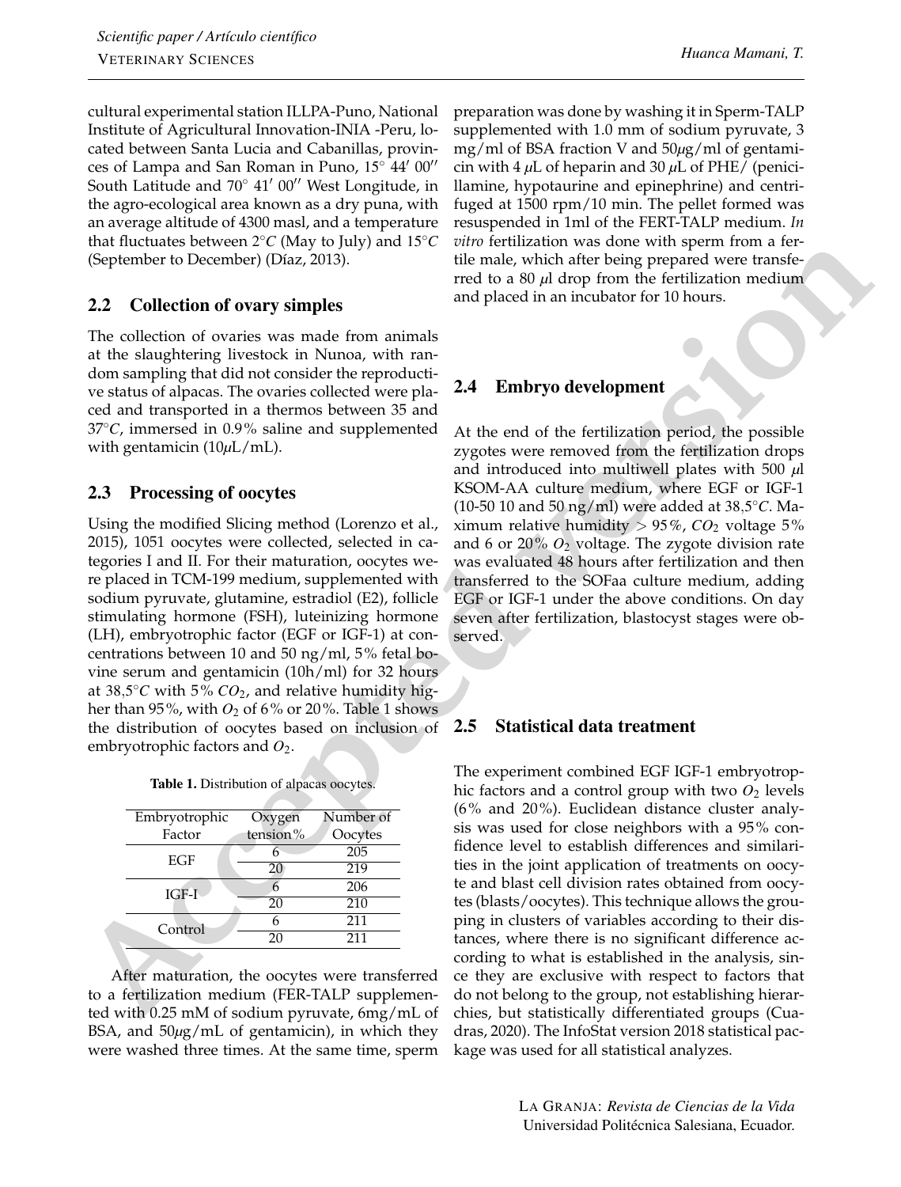cultural experimental station ILLPA-Puno, National Institute of Agricultural Innovation-INIA -Peru, located between Santa Lucia and Cabanillas, provinces of Lampa and San Roman in Puno, 15° 44′ 00′′ South Latitude and 70° 41′ 00′′ West Longitude, in the agro-ecological area known as a dry puna, with an average altitude of 4300 masl, and a temperature that fluctuates between 2°*C* (May to July) and 15°*C* (September to December) (Díaz, 2013).

## 2.2 Collection of ovary simples

The collection of ovaries was made from animals at the slaughtering livestock in Nunoa, with random sampling that did not consider the reproductive status of alpacas. The ovaries collected were placed and transported in a thermos between 35 and 37°*C*, immersed in 0.9% saline and supplemented with gentamicin (10$\mu$L/mL).

## 2.3 Processing of oocytes

Using the modified Slicing method (Lorenzo et al., 2015), 1051 oocytes were collected, selected in categories I and II. For their maturation, oocytes were placed in TCM-199 medium, supplemented with sodium pyruvate, glutamine, estradiol (E2), follicle stimulating hormone (FSH), luteinizing hormone (LH), embryotrophic factor (EGF or IGF-1) at concentrations between 10 and 50 ng/ml, 5% fetal bovine serum and gentamicin (10h/ml) for 32 hours at 38,5°*C* with 5% $CO_2$, and relative humidity higher than 95%, with $O_2$ of 6% or 20%. Table 1 shows the distribution of oocytes based on inclusion of embryotrophic factors and $O_2$.

**Table 1.** Distribution of alpacas oocytes.

| Embryotrophic Factor | Oxygen tension% | Number of Oocytes |
|---|---|---|
| EGF | 6 | 205 |
| | 20 | 219 |
| IGF-I | 6 | 206 |
| | 20 | 210 |
| Control | 6 | 211 |
| | 20 | 211 |

After maturation, the oocytes were transferred to a fertilization medium (FER-TALP supplemented with 0.25 mM of sodium pyruvate, 6mg/mL of BSA, and 50$\mu$g/mL of gentamicin), in which they were washed three times. At the same time, sperm preparation was done by washing it in Sperm-TALP supplemented with 1.0 mm of sodium pyruvate, 3 mg/ml of BSA fraction V and 50$\mu$g/ml of gentamicin with 4 $\mu$L of heparin and 30 $\mu$L of PHE/ (penicillamine, hypotaurine and epinephrine) and centrifuged at 1500 rpm/10 min. The pellet formed was resuspended in 1ml of the FERT-TALP medium. *In vitro* fertilization was done with sperm from a fertile male, which after being prepared were transferred to a 80 $\mu$l drop from the fertilization medium and placed in an incubator for 10 hours.

## 2.4 Embryo development

At the end of the fertilization period, the possible zygotes were removed from the fertilization drops and introduced into multiwell plates with 500 $\mu$l KSOM-AA culture medium, where EGF or IGF-1 (10-50 10 and 50 ng/ml) were added at 38,5°*C*. Maximum relative humidity > 95%, $CO_2$ voltage 5% and 6 or 20% $O_2$ voltage. The zygote division rate was evaluated 48 hours after fertilization and then transferred to the SOFaa culture medium, adding EGF or IGF-1 under the above conditions. On day seven after fertilization, blastocyst stages were observed.

## 2.5 Statistical data treatment

The experiment combined EGF IGF-1 embryotrophic factors and a control group with two $O_2$ levels (6% and 20%). Euclidean distance cluster analysis was used for close neighbors with a 95% confidence level to establish differences and similarities in the joint application of treatments on oocyte and blast cell division rates obtained from oocytes (blasts/oocytes). This technique allows the grouping in clusters of variables according to their distances, where there is no significant difference according to what is established in the analysis, since they are exclusive with respect to factors that do not belong to the group, not establishing hierarchies, but statistically differentiated groups (Cuadras, 2020). The InfoStat version 2018 statistical package was used for all statistical analyzes.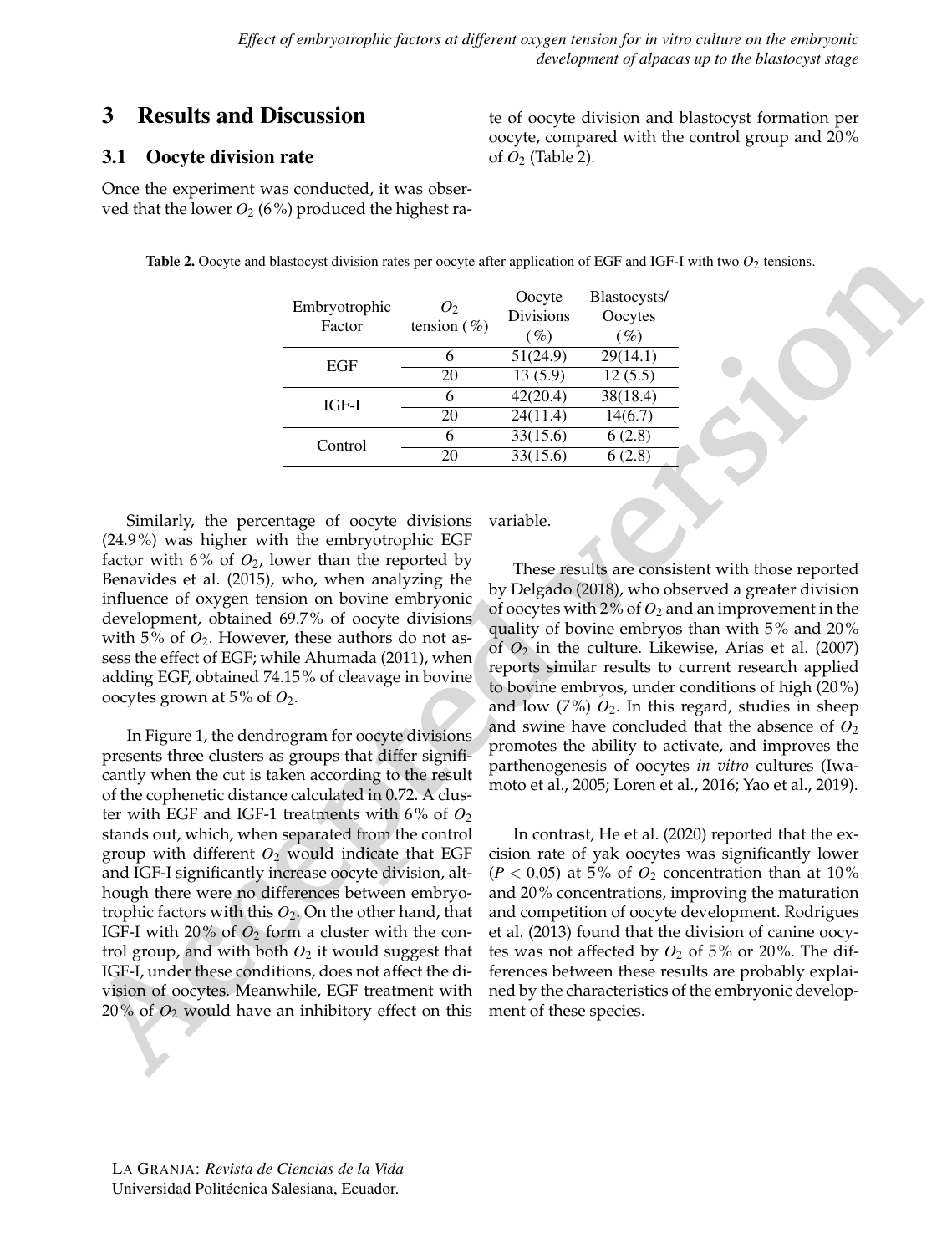# 3 Results and Discussion

## 3.1 Oocyte division rate

Once the experiment was conducted, it was observed that the lower $O_2$ (6%) produced the highest rate of oocyte division and blastocyst formation per oocyte, compared with the control group and 20% of $O_2$ (Table 2).

**Table 2.** Oocyte and blastocyst division rates per oocyte after application of EGF and IGF-I with two $O_2$ tensions.

| Embryotrophic Factor | $O_2$ tension (%) | Oocyte Divisions (%) | Blastocysts/ Oocytes (%) |
|---|---|---|---|
| EGF | 6 | 51(24.9) | 29(14.1) |
| | 20 | 13 (5.9) | 12 (5.5) |
| IGF-I | 6 | 42(20.4) | 38(18.4) |
| | 20 | 24(11.4) | 14(6.7) |
| Control | 6 | 33(15.6) | 6 (2.8) |
| | 20 | 33(15.6) | 6 (2.8) |

Similarly, the percentage of oocyte divisions (24.9%) was higher with the embryotrophic EGF factor with 6% of $O_2$, lower than the reported by Benavides et al. (2015), who, when analyzing the influence of oxygen tension on bovine embryonic development, obtained 69.7% of oocyte divisions with 5% of $O_2$. However, these authors do not assess the effect of EGF; while Ahumada (2011), when adding EGF, obtained 74.15% of cleavage in bovine oocytes grown at 5% of $O_2$.

In Figure 1, the dendrogram for oocyte divisions presents three clusters as groups that differ significantly when the cut is taken according to the result of the cophenetic distance calculated in 0.72. A cluster with EGF and IGF-1 treatments with 6% of $O_2$ stands out, which, when separated from the control group with different $O_2$ would indicate that EGF and IGF-I significantly increase oocyte division, although there were no differences between embryotrophic factors with this $O_2$. On the other hand, that IGF-I with 20% of $O_2$ form a cluster with the control group, and with both $O_2$ it would suggest that IGF-I, under these conditions, does not affect the division of oocytes. Meanwhile, EGF treatment with 20% of $O_2$ would have an inhibitory effect on this variable.

These results are consistent with those reported by Delgado (2018), who observed a greater division of oocytes with 2% of $O_2$ and an improvement in the quality of bovine embryos than with 5% and 20% of $O_2$ in the culture. Likewise, Arias et al. (2007) reports similar results to current research applied to bovine embryos, under conditions of high (20%) and low (7%) $O_2$. In this regard, studies in sheep and swine have concluded that the absence of $O_2$ promotes the ability to activate, and improves the parthenogenesis of oocytes *in vitro* cultures (Iwamoto et al., 2005; Loren et al., 2016; Yao et al., 2019).

In contrast, He et al. (2020) reported that the excision rate of yak oocytes was significantly lower ($P < 0{,}05$) at 5% of $O_2$ concentration than at 10% and 20% concentrations, improving the maturation and competition of oocyte development. Rodrigues et al. (2013) found that the division of canine oocytes was not affected by $O_2$ of 5% or 20%. The differences between these results are probably explained by the characteristics of the embryonic development of these species.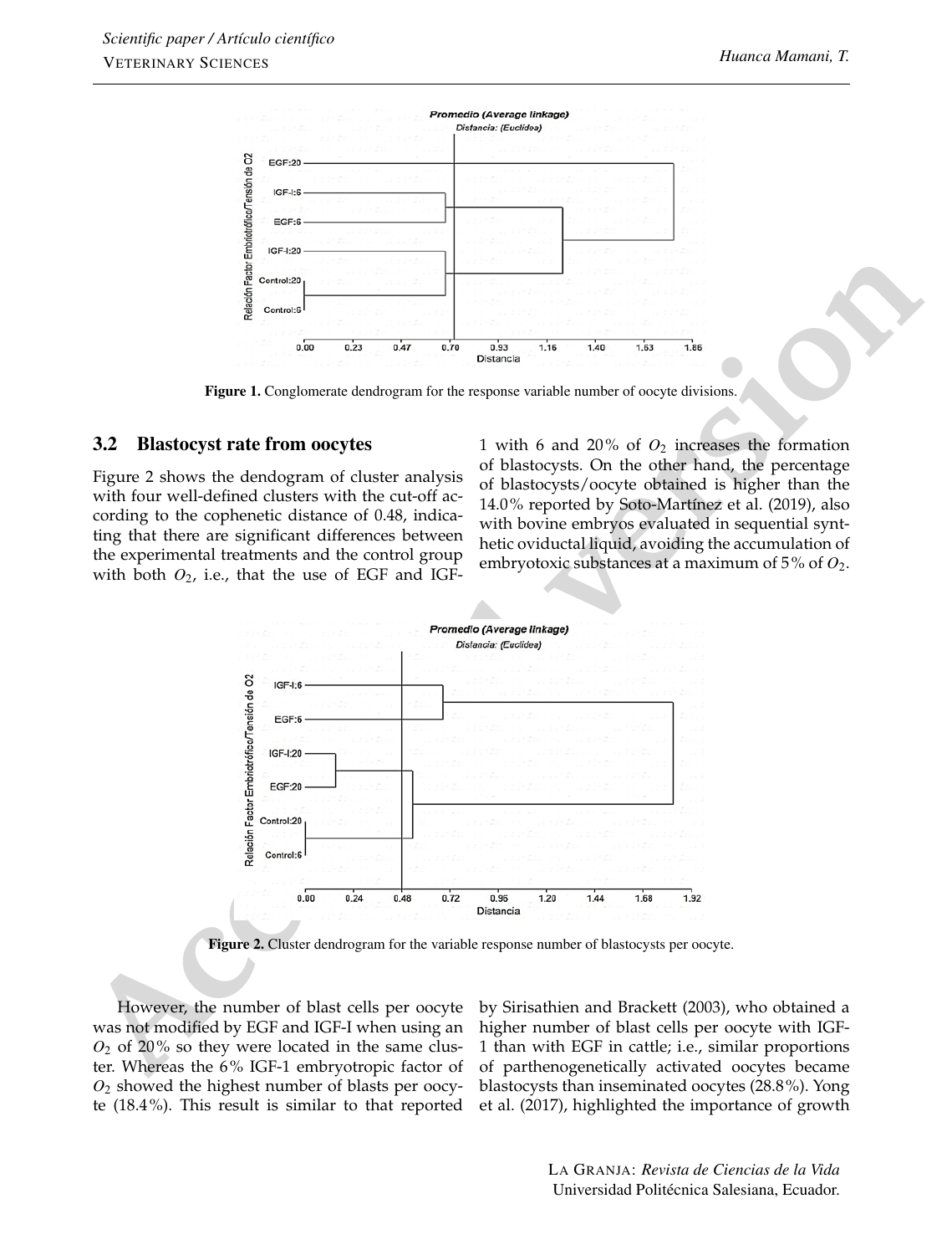Figure 1. Conglomerate dendrogram for the response variable number of oocyte divisions.

## 3.2 Blastocyst rate from oocytes

Figure 2 shows the dendogram of cluster analysis with four well-defined clusters with the cut-off according to the cophenetic distance of 0.48, indicating that there are significant differences between the experimental treatments and the control group with both $O_2$, i.e., that the use of EGF and IGF-1 with 6 and 20% of $O_2$ increases the formation of blastocysts. On the other hand, the percentage of blastocysts/oocyte obtained is higher than the 14.0% reported by Soto-Martínez et al. (2019), also with bovine embryos evaluated in sequential synthetic oviductal liquid, avoiding the accumulation of embryotoxic substances at a maximum of 5% of $O_2$.

Figure 2. Cluster dendrogram for the variable response number of blastocysts per oocyte.

However, the number of blast cells per oocyte was not modified by EGF and IGF-I when using an $O_2$ of 20% so they were located in the same cluster. Whereas the 6% IGF-1 embryotropic factor of $O_2$ showed the highest number of blasts per oocyte (18.4%). This result is similar to that reported by Sirisathien and Brackett (2003), who obtained a higher number of blast cells per oocyte with IGF-1 than with EGF in cattle; i.e., similar proportions of parthenogenetically activated oocytes became blastocysts than inseminated oocytes (28.8%). Yong et al. (2017), highlighted the importance of growth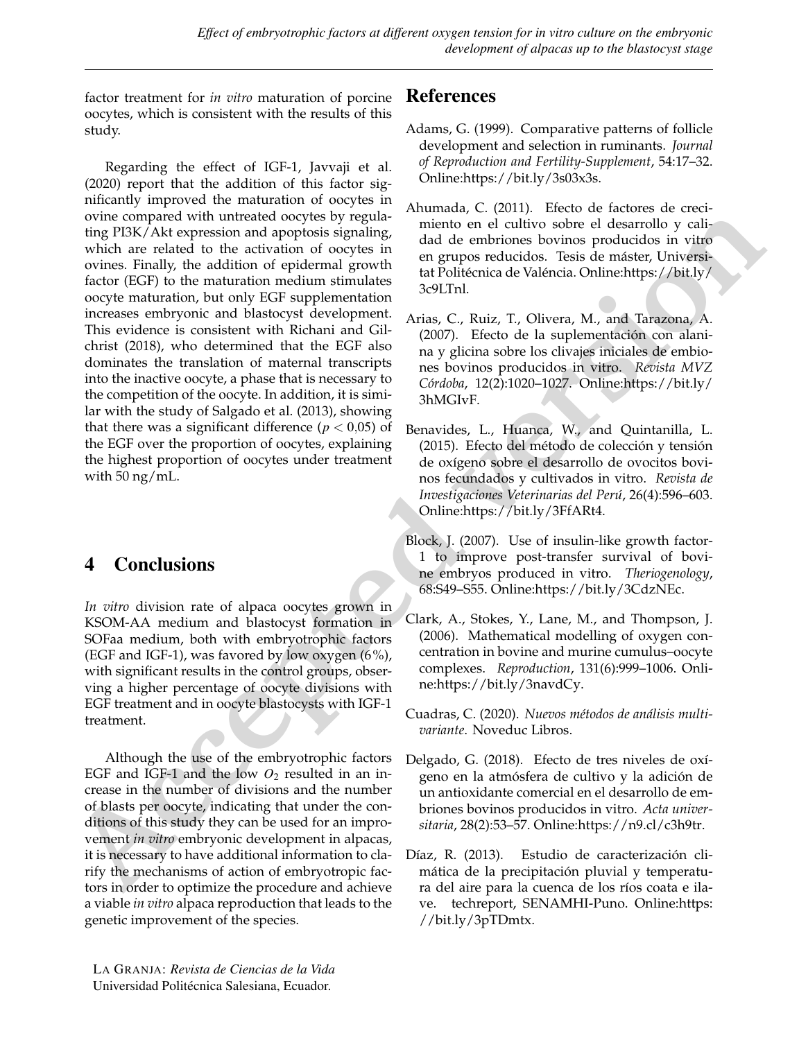factor treatment for *in vitro* maturation of porcine oocytes, which is consistent with the results of this study.

Regarding the effect of IGF-1, Javvaji et al. (2020) report that the addition of this factor significantly improved the maturation of oocytes in ovine compared with untreated oocytes by regulating PI3K/Akt expression and apoptosis signaling, which are related to the activation of oocytes in ovines. Finally, the addition of epidermal growth factor (EGF) to the maturation medium stimulates oocyte maturation, but only EGF supplementation increases embryonic and blastocyst development. This evidence is consistent with Richani and Gilchrist (2018), who determined that the EGF also dominates the translation of maternal transcripts into the inactive oocyte, a phase that is necessary to the competition of the oocyte. In addition, it is similar with the study of Salgado et al. (2013), showing that there was a significant difference ($p < 0{,}05$) of the EGF over the proportion of oocytes, explaining the highest proportion of oocytes under treatment with 50 ng/mL.

## 4 Conclusions

*In vitro* division rate of alpaca oocytes grown in KSOM-AA medium and blastocyst formation in SOFaa medium, both with embryotrophic factors (EGF and IGF-1), was favored by low oxygen (6%), with significant results in the control groups, observing a higher percentage of oocyte divisions with EGF treatment and in oocyte blastocysts with IGF-1 treatment.

Although the use of the embryotrophic factors EGF and IGF-1 and the low $O_2$ resulted in an increase in the number of divisions and the number of blasts per oocyte, indicating that under the conditions of this study they can be used for an improvement *in vitro* embryonic development in alpacas, it is necessary to have additional information to clarify the mechanisms of action of embryotropic factors in order to optimize the procedure and achieve a viable *in vitro* alpaca reproduction that leads to the genetic improvement of the species.

## References

Adams, G. (1999). Comparative patterns of follicle development and selection in ruminants. *Journal of Reproduction and Fertility-Supplement*, 54:17–32. Online:https://bit.ly/3s03x3s.

Ahumada, C. (2011). Efecto de factores de crecimiento en el cultivo sobre el desarrollo y calidad de embriones bovinos producidos in vitro en grupos reducidos. Tesis de máster, Universitat Politécnica de Valéncia. Online:https://bit.ly/3c9LTnl.

Arias, C., Ruiz, T., Olivera, M., and Tarazona, A. (2007). Efecto de la suplementación con alanina y glicina sobre los clivajes iniciales de embiones bovinos producidos in vitro. *Revista MVZ Córdoba*, 12(2):1020–1027. Online:https://bit.ly/3hMGIvF.

Benavides, L., Huanca, W., and Quintanilla, L. (2015). Efecto del método de colección y tensión de oxígeno sobre el desarrollo de ovocitos bovinos fecundados y cultivados in vitro. *Revista de Investigaciones Veterinarias del Perú*, 26(4):596–603. Online:https://bit.ly/3FfARt4.

Block, J. (2007). Use of insulin-like growth factor-1 to improve post-transfer survival of bovine embryos produced in vitro. *Theriogenology*, 68:S49–S55. Online:https://bit.ly/3CdzNEc.

Clark, A., Stokes, Y., Lane, M., and Thompson, J. (2006). Mathematical modelling of oxygen concentration in bovine and murine cumulus–oocyte complexes. *Reproduction*, 131(6):999–1006. Online:https://bit.ly/3navdCy.

Cuadras, C. (2020). *Nuevos métodos de análisis multivariante*. Noveduc Libros.

Delgado, G. (2018). Efecto de tres niveles de oxígeno en la atmósfera de cultivo y la adición de un antioxidante comercial en el desarrollo de embriones bovinos producidos in vitro. *Acta universitaria*, 28(2):53–57. Online:https://n9.cl/c3h9tr.

Díaz, R. (2013). Estudio de caracterización climática de la precipitación pluvial y temperatura del aire para la cuenca de los ríos coata e ilave. techreport, SENAMHI-Puno. Online:https://bit.ly/3pTDmtx.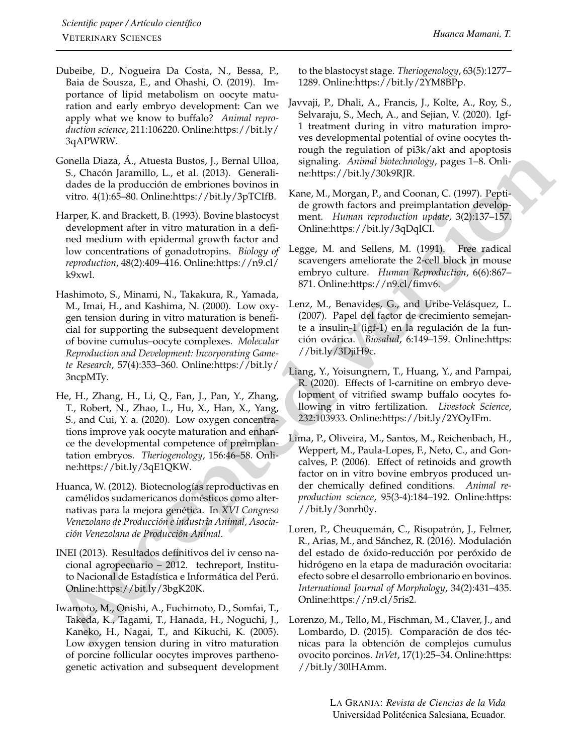Dubeibe, D., Nogueira Da Costa, N., Bessa, P., Baia de Sousza, E., and Ohashi, O. (2019). Importance of lipid metabolism on oocyte maturation and early embryo development: Can we apply what we know to buffalo? *Animal reproduction science*, 211:106220. Online:https://bit.ly/3qAPWRW.

Gonella Diaza, Á., Atuesta Bustos, J., Bernal Ulloa, S., Chacón Jaramillo, L., et al. (2013). Generalidades de la producción de embriones bovinos in vitro. 4(1):65–80. Online:https://bit.ly/3pTCIfB.

Harper, K. and Brackett, B. (1993). Bovine blastocyst development after in vitro maturation in a defined medium with epidermal growth factor and low concentrations of gonadotropins. *Biology of reproduction*, 48(2):409–416. Online:https://n9.cl/k9xwl.

Hashimoto, S., Minami, N., Takakura, R., Yamada, M., Imai, H., and Kashima, N. (2000). Low oxygen tension during in vitro maturation is beneficial for supporting the subsequent development of bovine cumulus–oocyte complexes. *Molecular Reproduction and Development: Incorporating Gamete Research*, 57(4):353–360. Online:https://bit.ly/3ncpMTy.

He, H., Zhang, H., Li, Q., Fan, J., Pan, Y., Zhang, T., Robert, N., Zhao, L., Hu, X., Han, X., Yang, S., and Cui, Y. a. (2020). Low oxygen concentrations improve yak oocyte maturation and enhance the developmental competence of preimplantation embryos. *Theriogenology*, 156:46–58. Online:https://bit.ly/3qE1QKW.

Huanca, W. (2012). Biotecnologías reproductivas en camélidos sudamericanos domésticos como alternativas para la mejora genética. In *XVI Congreso Venezolano de Producción e industria Animal, Asociación Venezolana de Producción Animal*.

INEI (2013). Resultados definitivos del iv censo nacional agropecuario – 2012. techreport, Instituto Nacional de Estadística e Informática del Perú. Online:https://bit.ly/3bgK20K.

Iwamoto, M., Onishi, A., Fuchimoto, D., Somfai, T., Takeda, K., Tagami, T., Hanada, H., Noguchi, J., Kaneko, H., Nagai, T., and Kikuchi, K. (2005). Low oxygen tension during in vitro maturation of porcine follicular oocytes improves parthenogenetic activation and subsequent development to the blastocyst stage. *Theriogenology*, 63(5):1277–1289. Online:https://bit.ly/2YM8BPp.

Javvaji, P., Dhali, A., Francis, J., Kolte, A., Roy, S., Selvaraju, S., Mech, A., and Sejian, V. (2020). Igf-1 treatment during in vitro maturation improves developmental potential of ovine oocytes through the regulation of pi3k/akt and apoptosis signaling. *Animal biotechnology*, pages 1–8. Online:https://bit.ly/30k9RJR.

Kane, M., Morgan, P., and Coonan, C. (1997). Peptide growth factors and preimplantation development. *Human reproduction update*, 3(2):137–157. Online:https://bit.ly/3qDqICI.

Legge, M. and Sellens, M. (1991). Free radical scavengers ameliorate the 2-cell block in mouse embryo culture. *Human Reproduction*, 6(6):867–871. Online:https://n9.cl/fimv6.

Lenz, M., Benavides, G., and Uribe-Velásquez, L. (2007). Papel del factor de crecimiento semejante a insulin-1 (igf-1) en la regulación de la función ovárica. *Biosalud*, 6:149–159. Online:https://bit.ly/3DjiH9c.

Liang, Y., Yoisungnern, T., Huang, Y., and Parnpai, R. (2020). Effects of l-carnitine on embryo development of vitrified swamp buffalo oocytes following in vitro fertilization. *Livestock Science*, 232:103933. Online:https://bit.ly/2YOyIFm.

Lima, P., Oliveira, M., Santos, M., Reichenbach, H., Weppert, M., Paula-Lopes, F., Neto, C., and Goncalves, P. (2006). Effect of retinoids and growth factor on in vitro bovine embryos produced under chemically defined conditions. *Animal reproduction science*, 95(3-4):184–192. Online:https://bit.ly/3onrh0y.

Loren, P., Cheuquemán, C., Risopatrón, J., Felmer, R., Arias, M., and Sánchez, R. (2016). Modulación del estado de óxido-reducción por peróxido de hidrógeno en la etapa de maduración ovocitaria: efecto sobre el desarrollo embrionario en bovinos. *International Journal of Morphology*, 34(2):431–435. Online:https://n9.cl/5ris2.

Lorenzo, M., Tello, M., Fischman, M., Claver, J., and Lombardo, D. (2015). Comparación de dos técnicas para la obtención de complejos cumulus ovocito porcinos. *InVet*, 17(1):25–34. Online:https://bit.ly/30lHAmm.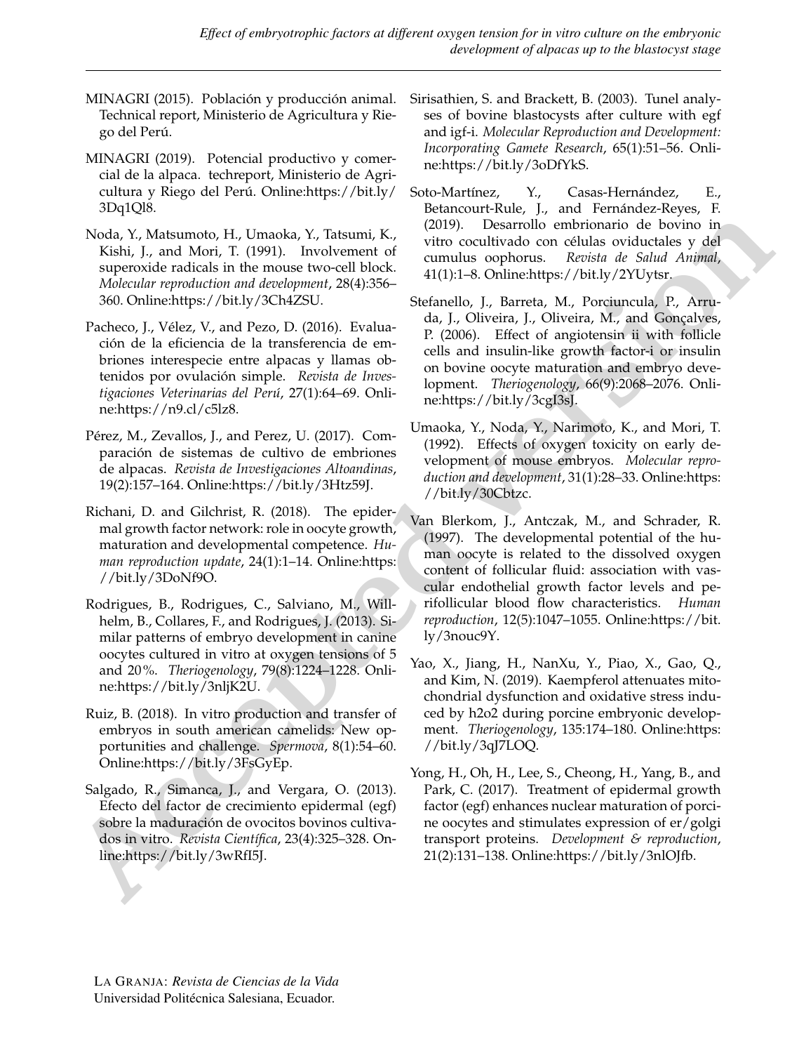MINAGRI (2015). Población y producción animal. Technical report, Ministerio de Agricultura y Riego del Perú.

MINAGRI (2019). Potencial productivo y comercial de la alpaca. techreport, Ministerio de Agricultura y Riego del Perú. Online:https://bit.ly/3Dq1Ql8.

Noda, Y., Matsumoto, H., Umaoka, Y., Tatsumi, K., Kishi, J., and Mori, T. (1991). Involvement of superoxide radicals in the mouse two-cell block. *Molecular reproduction and development*, 28(4):356–360. Online:https://bit.ly/3Ch4ZSU.

Pacheco, J., Vélez, V., and Pezo, D. (2016). Evaluación de la eficiencia de la transferencia de embriones interespecie entre alpacas y llamas obtenidos por ovulación simple. *Revista de Investigaciones Veterinarias del Perú*, 27(1):64–69. Online:https://n9.cl/c5lz8.

Pérez, M., Zevallos, J., and Perez, U. (2017). Comparación de sistemas de cultivo de embriones de alpacas. *Revista de Investigaciones Altoandinas*, 19(2):157–164. Online:https://bit.ly/3Htz59J.

Richani, D. and Gilchrist, R. (2018). The epidermal growth factor network: role in oocyte growth, maturation and developmental competence. *Human reproduction update*, 24(1):1–14. Online:https://bit.ly/3DoNf9O.

Rodrigues, B., Rodrigues, C., Salviano, M., Willhelm, B., Collares, F., and Rodrigues, J. (2013). Similar patterns of embryo development in canine oocytes cultured in vitro at oxygen tensions of 5 and 20%. *Theriogenology*, 79(8):1224–1228. Online:https://bit.ly/3nljK2U.

Ruiz, B. (2018). In vitro production and transfer of embryos in south american camelids: New opportunities and challenge. *Spermova*, 8(1):54–60. Online:https://bit.ly/3FsGyEp.

Salgado, R., Simanca, J., and Vergara, O. (2013). Efecto del factor de crecimiento epidermal (egf) sobre la maduración de ovocitos bovinos cultivados in vitro. *Revista Científica*, 23(4):325–328. Online:https://bit.ly/3wRfI5J.

Sirisathien, S. and Brackett, B. (2003). Tunel analyses of bovine blastocysts after culture with egf and igf-i. *Molecular Reproduction and Development: Incorporating Gamete Research*, 65(1):51–56. Online:https://bit.ly/3oDfYkS.

Soto-Martínez, Y., Casas-Hernández, E., Betancourt-Rule, J., and Fernández-Reyes, F. (2019). Desarrollo embrionario de bovino in vitro cocultivado con células oviductales y del cumulus oophorus. *Revista de Salud Animal*, 41(1):1–8. Online:https://bit.ly/2YUytsr.

Stefanello, J., Barreta, M., Porciuncula, P., Arruda, J., Oliveira, J., Oliveira, M., and Gonçalves, P. (2006). Effect of angiotensin ii with follicle cells and insulin-like growth factor-i or insulin on bovine oocyte maturation and embryo development. *Theriogenology*, 66(9):2068–2076. Online:https://bit.ly/3cgI3sJ.

Umaoka, Y., Noda, Y., Narimoto, K., and Mori, T. (1992). Effects of oxygen toxicity on early development of mouse embryos. *Molecular reproduction and development*, 31(1):28–33. Online:https://bit.ly/30Cbtzc.

Van Blerkom, J., Antczak, M., and Schrader, R. (1997). The developmental potential of the human oocyte is related to the dissolved oxygen content of follicular fluid: association with vascular endothelial growth factor levels and perifollicular blood flow characteristics. *Human reproduction*, 12(5):1047–1055. Online:https://bit.ly/3nouc9Y.

Yao, X., Jiang, H., NanXu, Y., Piao, X., Gao, Q., and Kim, N. (2019). Kaempferol attenuates mitochondrial dysfunction and oxidative stress induced by h2o2 during porcine embryonic development. *Theriogenology*, 135:174–180. Online:https://bit.ly/3qJ7LOQ.

Yong, H., Oh, H., Lee, S., Cheong, H., Yang, B., and Park, C. (2017). Treatment of epidermal growth factor (egf) enhances nuclear maturation of porcine oocytes and stimulates expression of er/golgi transport proteins. *Development & reproduction*, 21(2):131–138. Online:https://bit.ly/3nlOJfb.